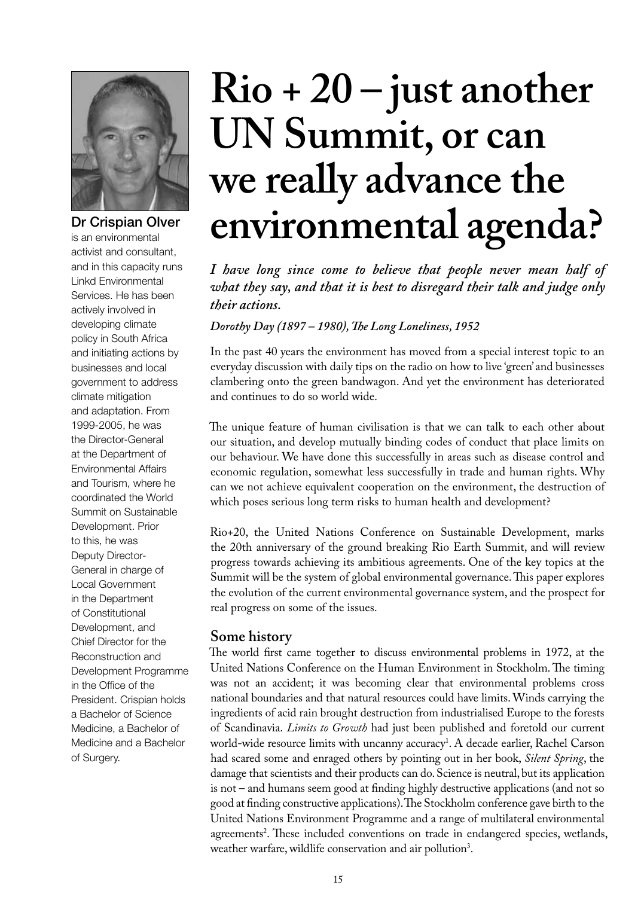# Rio + 20 – just another UN Summit, or can we really advance the environmental agenda?

**Dr Crispian Olver** is an environmental activist and consultant, and in this capacity runs Linkd Environmental Services. He has been actively involved in developing climate policy in South Africa and initiating actions by businesses and local government to address climate mitigation and adaptation. From 1999-2005, he was the Director-General at the Department of Environmental Affairs and Tourism, where he coordinated the World Summit on Sustainable Development. Prior to this, he was Deputy Director-General in charge of Local Government in the Department of Constitutional Development, and Chief Director for the Reconstruction and Development Programme in the Office of the President. Crispian holds a Bachelor of Science Medicine, a Bachelor of Medicine and a Bachelor of Surgery.

***I have long since come to believe that people never mean half of what they say, and that it is best to disregard their talk and judge only their actions.***

***Dorothy Day (1897 – 1980), The Long Loneliness, 1952***

In the past 40 years the environment has moved from a special interest topic to an everyday discussion with daily tips on the radio on how to live 'green' and businesses clambering onto the green bandwagon. And yet the environment has deteriorated and continues to do so world wide.

The unique feature of human civilisation is that we can talk to each other about our situation, and develop mutually binding codes of conduct that place limits on our behaviour. We have done this successfully in areas such as disease control and economic regulation, somewhat less successfully in trade and human rights. Why can we not achieve equivalent cooperation on the environment, the destruction of which poses serious long term risks to human health and development?

Rio+20, the United Nations Conference on Sustainable Development, marks the 20th anniversary of the ground breaking Rio Earth Summit, and will review progress towards achieving its ambitious agreements. One of the key topics at the Summit will be the system of global environmental governance. This paper explores the evolution of the current environmental governance system, and the prospect for real progress on some of the issues.

## Some history

The world first came together to discuss environmental problems in 1972, at the United Nations Conference on the Human Environment in Stockholm. The timing was not an accident; it was becoming clear that environmental problems cross national boundaries and that natural resources could have limits. Winds carrying the ingredients of acid rain brought destruction from industrialised Europe to the forests of Scandinavia. *Limits to Growth* had just been published and foretold our current world-wide resource limits with uncanny accuracy[1]. A decade earlier, Rachel Carson had scared some and enraged others by pointing out in her book, *Silent Spring*, the damage that scientists and their products can do. Science is neutral, but its application is not – and humans seem good at finding highly destructive applications (and not so good at finding constructive applications). The Stockholm conference gave birth to the United Nations Environment Programme and a range of multilateral environmental agreements[2]. These included conventions on trade in endangered species, wetlands, weather warfare, wildlife conservation and air pollution[3].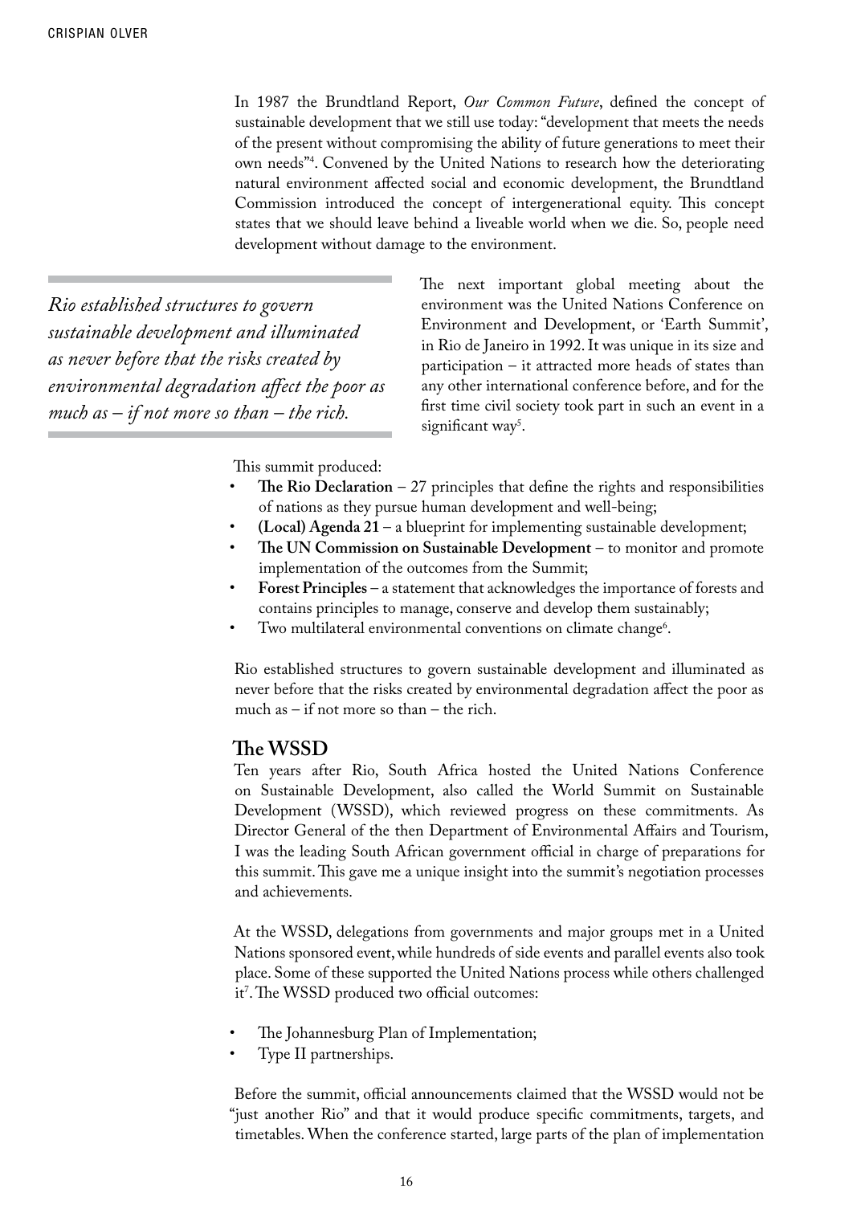In 1987 the Brundtland Report, *Our Common Future*, defined the concept of sustainable development that we still use today: "development that meets the needs of the present without compromising the ability of future generations to meet their own needs"[4]. Convened by the United Nations to research how the deteriorating natural environment affected social and economic development, the Brundtland Commission introduced the concept of intergenerational equity. This concept states that we should leave behind a liveable world when we die. So, people need development without damage to the environment.

*Rio established structures to govern sustainable development and illuminated as never before that the risks created by environmental degradation affect the poor as much as – if not more so than – the rich.*

The next important global meeting about the environment was the United Nations Conference on Environment and Development, or 'Earth Summit', in Rio de Janeiro in 1992. It was unique in its size and participation – it attracted more heads of states than any other international conference before, and for the first time civil society took part in such an event in a significant way[5].

This summit produced:

- **The Rio Declaration** – 27 principles that define the rights and responsibilities of nations as they pursue human development and well-being;
- **(Local) Agenda 21** – a blueprint for implementing sustainable development;
- **The UN Commission on Sustainable Development** – to monitor and promote implementation of the outcomes from the Summit;
- **Forest Principles** – a statement that acknowledges the importance of forests and contains principles to manage, conserve and develop them sustainably;
- Two multilateral environmental conventions on climate change[6].

Rio established structures to govern sustainable development and illuminated as never before that the risks created by environmental degradation affect the poor as much as – if not more so than – the rich.

## The WSSD

Ten years after Rio, South Africa hosted the United Nations Conference on Sustainable Development, also called the World Summit on Sustainable Development (WSSD), which reviewed progress on these commitments. As Director General of the then Department of Environmental Affairs and Tourism, I was the leading South African government official in charge of preparations for this summit. This gave me a unique insight into the summit's negotiation processes and achievements.

At the WSSD, delegations from governments and major groups met in a United Nations sponsored event, while hundreds of side events and parallel events also took place. Some of these supported the United Nations process while others challenged it[7]. The WSSD produced two official outcomes:

- The Johannesburg Plan of Implementation;
- Type II partnerships.

Before the summit, official announcements claimed that the WSSD would not be "just another Rio" and that it would produce specific commitments, targets, and timetables. When the conference started, large parts of the plan of implementation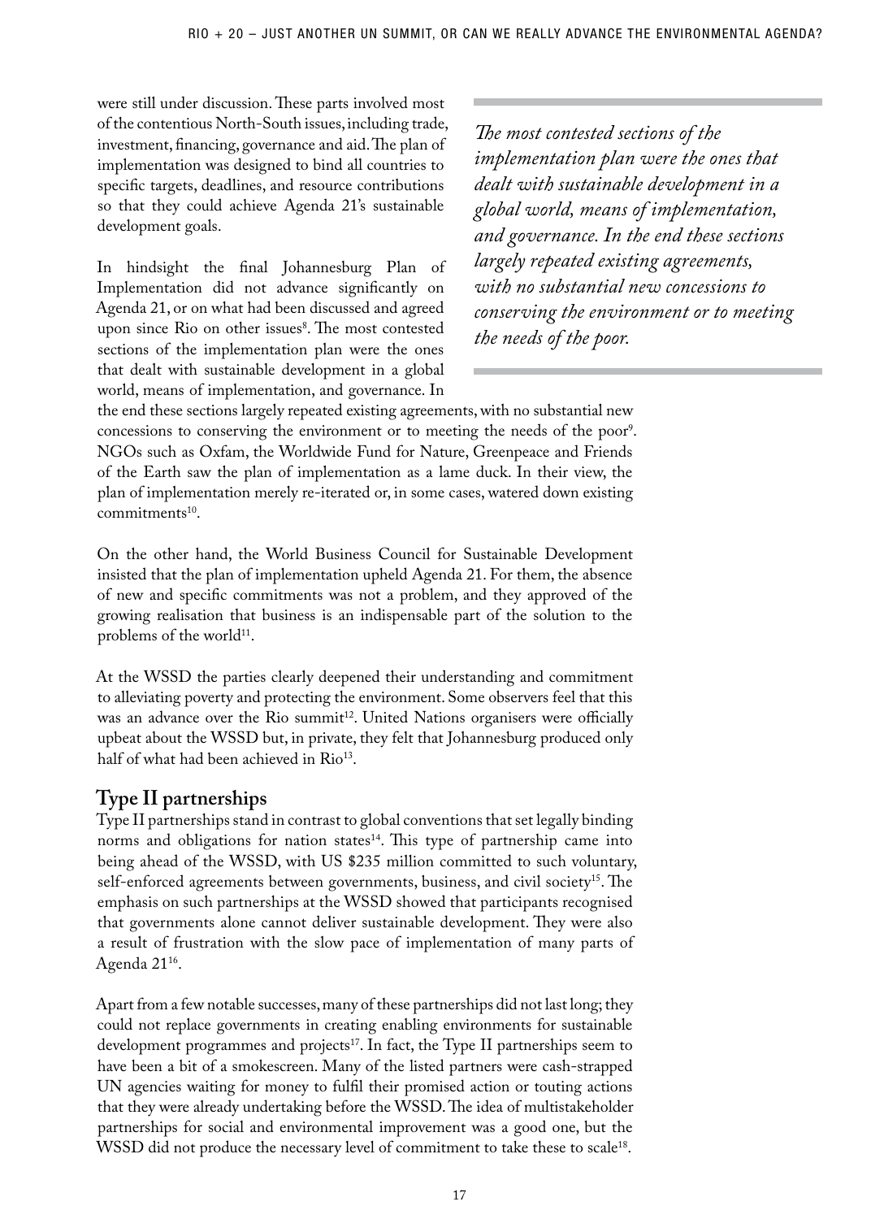were still under discussion. These parts involved most of the contentious North-South issues, including trade, investment, financing, governance and aid. The plan of implementation was designed to bind all countries to specific targets, deadlines, and resource contributions so that they could achieve Agenda 21's sustainable development goals.

*The most contested sections of the implementation plan were the ones that dealt with sustainable development in a global world, means of implementation, and governance. In the end these sections largely repeated existing agreements, with no substantial new concessions to conserving the environment or to meeting the needs of the poor.*

In hindsight the final Johannesburg Plan of Implementation did not advance significantly on Agenda 21, or on what had been discussed and agreed upon since Rio on other issues[8]. The most contested sections of the implementation plan were the ones that dealt with sustainable development in a global world, means of implementation, and governance. In the end these sections largely repeated existing agreements, with no substantial new concessions to conserving the environment or to meeting the needs of the poor[9]. NGOs such as Oxfam, the Worldwide Fund for Nature, Greenpeace and Friends of the Earth saw the plan of implementation as a lame duck. In their view, the plan of implementation merely re-iterated or, in some cases, watered down existing commitments[10].

On the other hand, the World Business Council for Sustainable Development insisted that the plan of implementation upheld Agenda 21. For them, the absence of new and specific commitments was not a problem, and they approved of the growing realisation that business is an indispensable part of the solution to the problems of the world[11].

At the WSSD the parties clearly deepened their understanding and commitment to alleviating poverty and protecting the environment. Some observers feel that this was an advance over the Rio summit[12]. United Nations organisers were officially upbeat about the WSSD but, in private, they felt that Johannesburg produced only half of what had been achieved in Rio[13].

## Type II partnerships

Type II partnerships stand in contrast to global conventions that set legally binding norms and obligations for nation states[14]. This type of partnership came into being ahead of the WSSD, with US $235 million committed to such voluntary, self-enforced agreements between governments, business, and civil society[15]. The emphasis on such partnerships at the WSSD showed that participants recognised that governments alone cannot deliver sustainable development. They were also a result of frustration with the slow pace of implementation of many parts of Agenda 21[16].

Apart from a few notable successes, many of these partnerships did not last long; they could not replace governments in creating enabling environments for sustainable development programmes and projects[17]. In fact, the Type II partnerships seem to have been a bit of a smokescreen. Many of the listed partners were cash-strapped UN agencies waiting for money to fulfil their promised action or touting actions that they were already undertaking before the WSSD. The idea of multistakeholder partnerships for social and environmental improvement was a good one, but the WSSD did not produce the necessary level of commitment to take these to scale[18].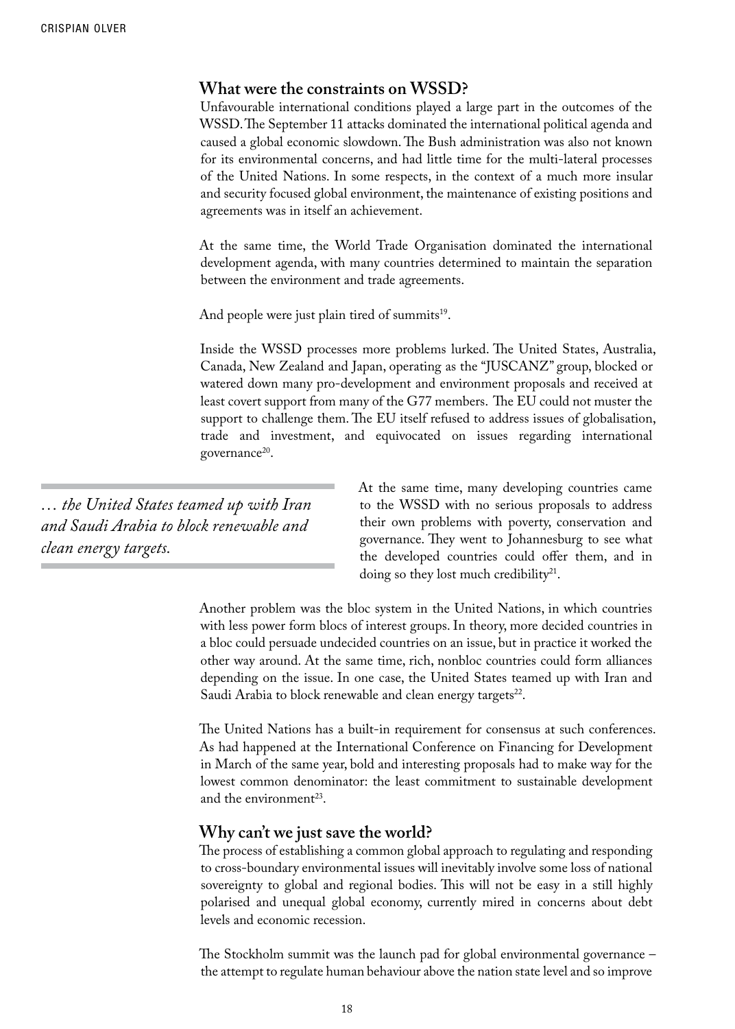## What were the constraints on WSSD?

Unfavourable international conditions played a large part in the outcomes of the WSSD. The September 11 attacks dominated the international political agenda and caused a global economic slowdown. The Bush administration was also not known for its environmental concerns, and had little time for the multi-lateral processes of the United Nations. In some respects, in the context of a much more insular and security focused global environment, the maintenance of existing positions and agreements was in itself an achievement.

At the same time, the World Trade Organisation dominated the international development agenda, with many countries determined to maintain the separation between the environment and trade agreements.

And people were just plain tired of summits[19].

Inside the WSSD processes more problems lurked. The United States, Australia, Canada, New Zealand and Japan, operating as the "JUSCANZ" group, blocked or watered down many pro-development and environment proposals and received at least covert support from many of the G77 members. The EU could not muster the support to challenge them. The EU itself refused to address issues of globalisation, trade and investment, and equivocated on issues regarding international governance[20].

> *… the United States teamed up with Iran and Saudi Arabia to block renewable and clean energy targets.*

At the same time, many developing countries came to the WSSD with no serious proposals to address their own problems with poverty, conservation and governance. They went to Johannesburg to see what the developed countries could offer them, and in doing so they lost much credibility[21].

Another problem was the bloc system in the United Nations, in which countries with less power form blocs of interest groups. In theory, more decided countries in a bloc could persuade undecided countries on an issue, but in practice it worked the other way around. At the same time, rich, nonbloc countries could form alliances depending on the issue. In one case, the United States teamed up with Iran and Saudi Arabia to block renewable and clean energy targets[22].

The United Nations has a built-in requirement for consensus at such conferences. As had happened at the International Conference on Financing for Development in March of the same year, bold and interesting proposals had to make way for the lowest common denominator: the least commitment to sustainable development and the environment[23].

## Why can't we just save the world?

The process of establishing a common global approach to regulating and responding to cross-boundary environmental issues will inevitably involve some loss of national sovereignty to global and regional bodies. This will not be easy in a still highly polarised and unequal global economy, currently mired in concerns about debt levels and economic recession.

The Stockholm summit was the launch pad for global environmental governance – the attempt to regulate human behaviour above the nation state level and so improve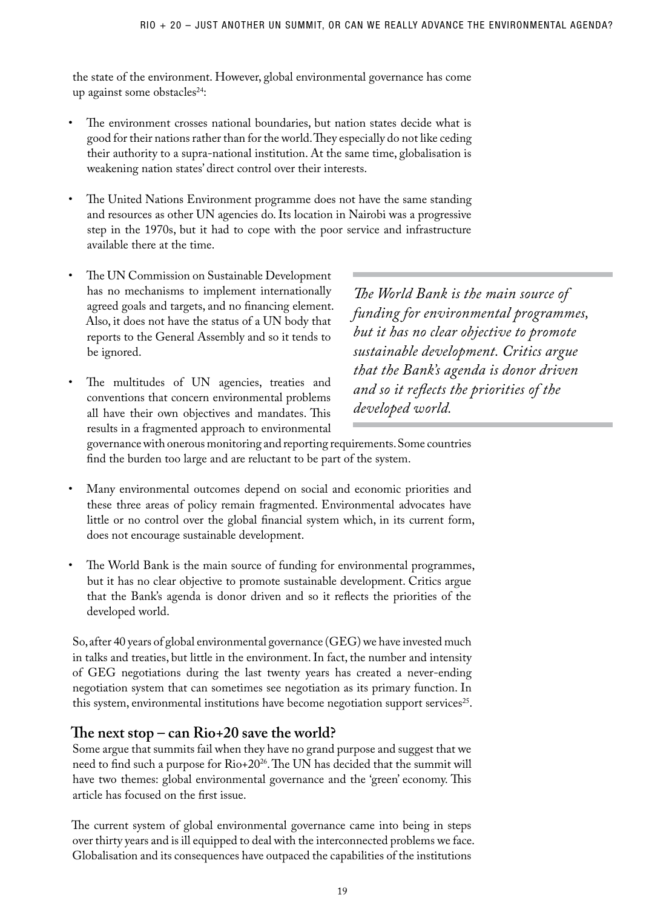the state of the environment. However, global environmental governance has come up against some obstacles[24]:

- The environment crosses national boundaries, but nation states decide what is good for their nations rather than for the world. They especially do not like ceding their authority to a supra-national institution. At the same time, globalisation is weakening nation states' direct control over their interests.

- The United Nations Environment programme does not have the same standing and resources as other UN agencies do. Its location in Nairobi was a progressive step in the 1970s, but it had to cope with the poor service and infrastructure available there at the time.

- The UN Commission on Sustainable Development has no mechanisms to implement internationally agreed goals and targets, and no financing element. Also, it does not have the status of a UN body that reports to the General Assembly and so it tends to be ignored.

- The multitudes of UN agencies, treaties and conventions that concern environmental problems all have their own objectives and mandates. This results in a fragmented approach to environmental governance with onerous monitoring and reporting requirements. Some countries find the burden too large and are reluctant to be part of the system.

- Many environmental outcomes depend on social and economic priorities and these three areas of policy remain fragmented. Environmental advocates have little or no control over the global financial system which, in its current form, does not encourage sustainable development.

- The World Bank is the main source of funding for environmental programmes, but it has no clear objective to promote sustainable development. Critics argue that the Bank's agenda is donor driven and so it reflects the priorities of the developed world.

*The World Bank is the main source of funding for environmental programmes, but it has no clear objective to promote sustainable development. Critics argue that the Bank's agenda is donor driven and so it reflects the priorities of the developed world.*

So, after 40 years of global environmental governance (GEG) we have invested much in talks and treaties, but little in the environment. In fact, the number and intensity of GEG negotiations during the last twenty years has created a never-ending negotiation system that can sometimes see negotiation as its primary function. In this system, environmental institutions have become negotiation support services[25].

## The next stop – can Rio+20 save the world?

Some argue that summits fail when they have no grand purpose and suggest that we need to find such a purpose for Rio+20[26]. The UN has decided that the summit will have two themes: global environmental governance and the 'green' economy. This article has focused on the first issue.

The current system of global environmental governance came into being in steps over thirty years and is ill equipped to deal with the interconnected problems we face. Globalisation and its consequences have outpaced the capabilities of the institutions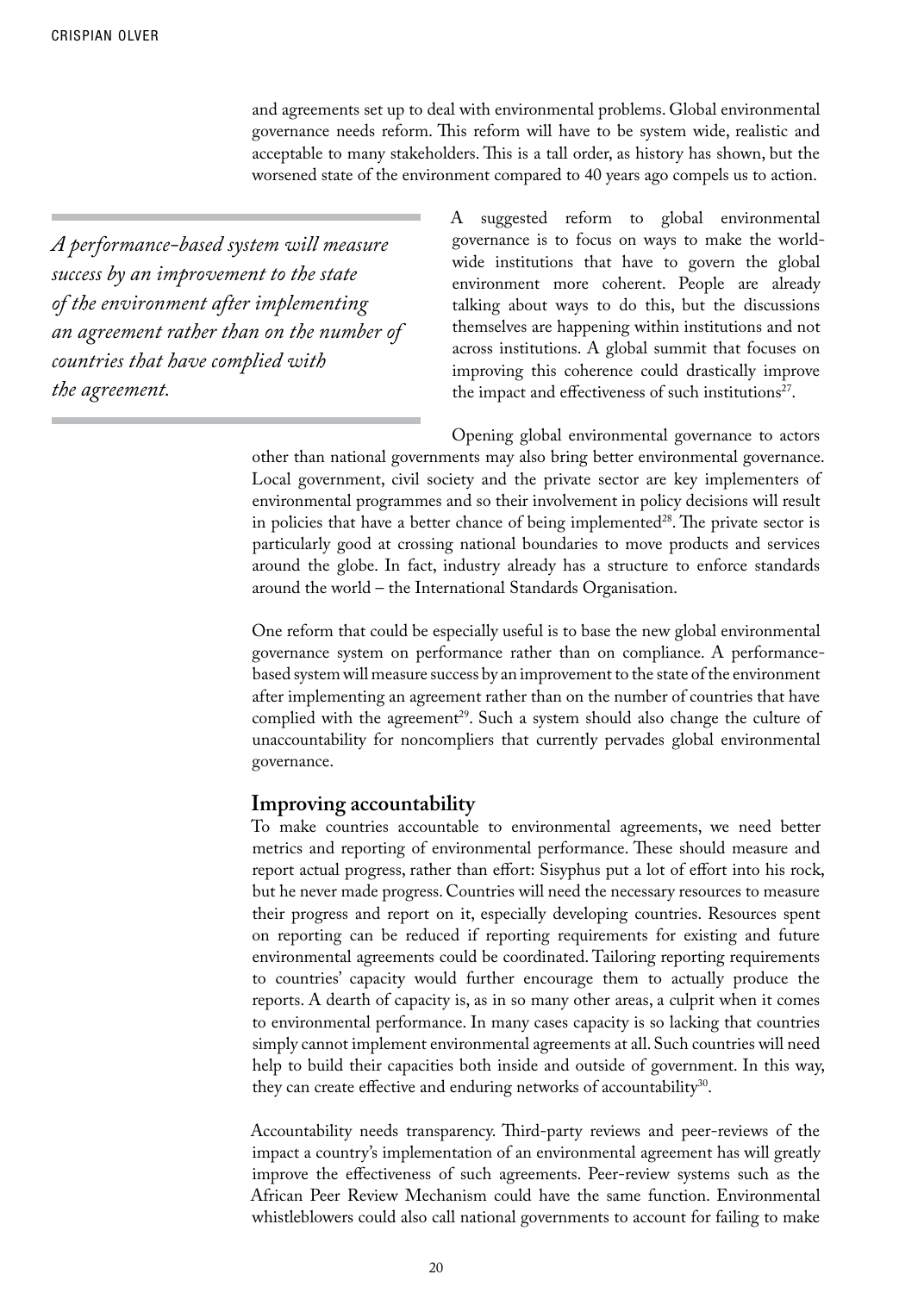and agreements set up to deal with environmental problems. Global environmental governance needs reform. This reform will have to be system wide, realistic and acceptable to many stakeholders. This is a tall order, as history has shown, but the worsened state of the environment compared to 40 years ago compels us to action.

*A performance-based system will measure success by an improvement to the state of the environment after implementing an agreement rather than on the number of countries that have complied with the agreement.*

A suggested reform to global environmental governance is to focus on ways to make the world-wide institutions that have to govern the global environment more coherent. People are already talking about ways to do this, but the discussions themselves are happening within institutions and not across institutions. A global summit that focuses on improving this coherence could drastically improve the impact and effectiveness of such institutions[27].

Opening global environmental governance to actors other than national governments may also bring better environmental governance. Local government, civil society and the private sector are key implementers of environmental programmes and so their involvement in policy decisions will result in policies that have a better chance of being implemented[28]. The private sector is particularly good at crossing national boundaries to move products and services around the globe. In fact, industry already has a structure to enforce standards around the world – the International Standards Organisation.

One reform that could be especially useful is to base the new global environmental governance system on performance rather than on compliance. A performance-based system will measure success by an improvement to the state of the environment after implementing an agreement rather than on the number of countries that have complied with the agreement[29]. Such a system should also change the culture of unaccountability for noncompliers that currently pervades global environmental governance.

## Improving accountability

To make countries accountable to environmental agreements, we need better metrics and reporting of environmental performance. These should measure and report actual progress, rather than effort: Sisyphus put a lot of effort into his rock, but he never made progress. Countries will need the necessary resources to measure their progress and report on it, especially developing countries. Resources spent on reporting can be reduced if reporting requirements for existing and future environmental agreements could be coordinated. Tailoring reporting requirements to countries' capacity would further encourage them to actually produce the reports. A dearth of capacity is, as in so many other areas, a culprit when it comes to environmental performance. In many cases capacity is so lacking that countries simply cannot implement environmental agreements at all. Such countries will need help to build their capacities both inside and outside of government. In this way, they can create effective and enduring networks of accountability[30].

Accountability needs transparency. Third-party reviews and peer-reviews of the impact a country's implementation of an environmental agreement has will greatly improve the effectiveness of such agreements. Peer-review systems such as the African Peer Review Mechanism could have the same function. Environmental whistleblowers could also call national governments to account for failing to make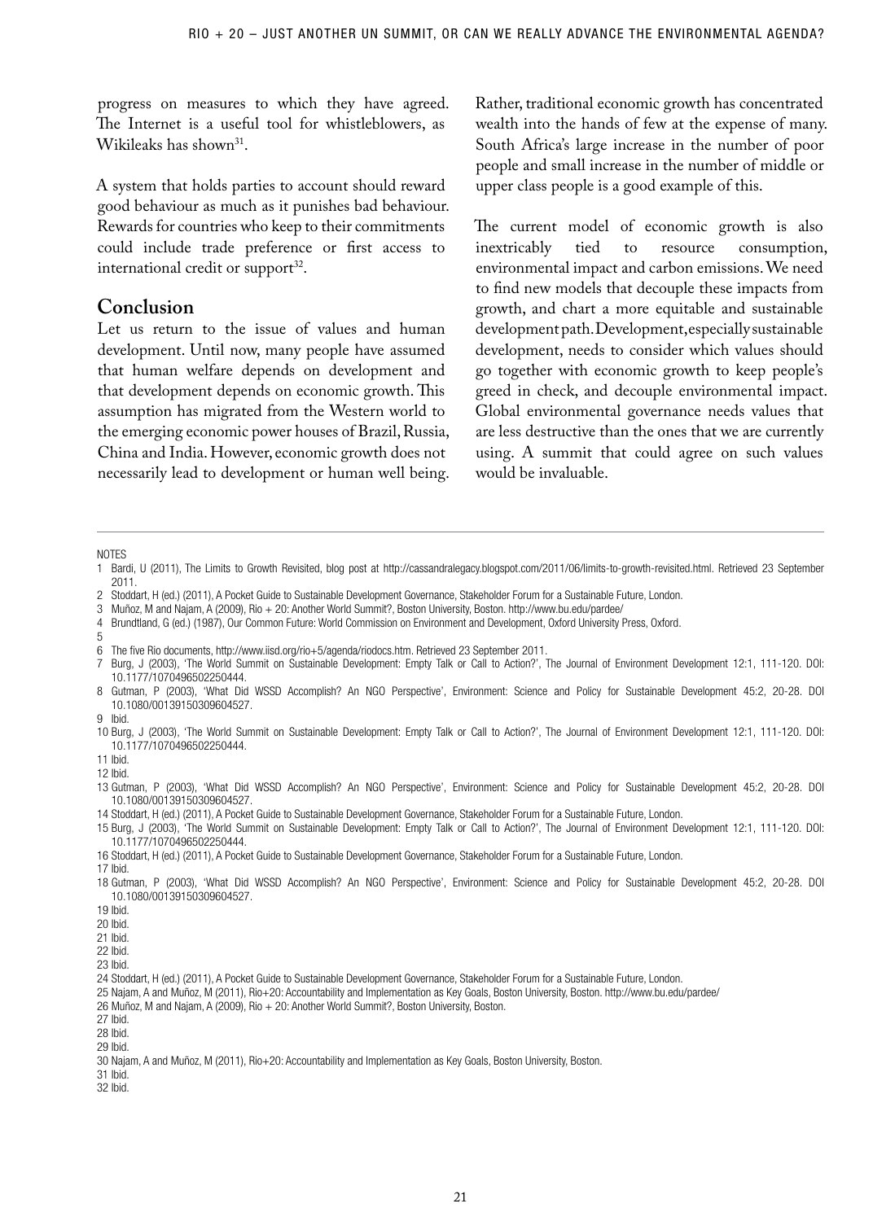progress on measures to which they have agreed. The Internet is a useful tool for whistleblowers, as Wikileaks has shown[31].

A system that holds parties to account should reward good behaviour as much as it punishes bad behaviour. Rewards for countries who keep to their commitments could include trade preference or first access to international credit or support[32].

## Conclusion

Let us return to the issue of values and human development. Until now, many people have assumed that human welfare depends on development and that development depends on economic growth. This assumption has migrated from the Western world to the emerging economic power houses of Brazil, Russia, China and India. However, economic growth does not necessarily lead to development or human well being. Rather, traditional economic growth has concentrated wealth into the hands of few at the expense of many. South Africa's large increase in the number of poor people and small increase in the number of middle or upper class people is a good example of this.

The current model of economic growth is also inextricably tied to resource consumption, environmental impact and carbon emissions. We need to find new models that decouple these impacts from growth, and chart a more equitable and sustainable development path. Development, especially sustainable development, needs to consider which values should go together with economic growth to keep people's greed in check, and decouple environmental impact. Global environmental governance needs values that are less destructive than the ones that we are currently using. A summit that could agree on such values would be invaluable.

---

NOTES

1 Bardi, U (2011), The Limits to Growth Revisited, blog post at http://cassandralegacy.blogspot.com/2011/06/limits-to-growth-revisited.html. Retrieved 23 September 2011.
2 Stoddart, H (ed.) (2011), A Pocket Guide to Sustainable Development Governance, Stakeholder Forum for a Sustainable Future, London.
3 Muñoz, M and Najam, A (2009), Rio + 20: Another World Summit?, Boston University, Boston. http://www.bu.edu/pardee/
4 Brundtland, G (ed.) (1987), Our Common Future: World Commission on Environment and Development, Oxford University Press, Oxford.
5
6 The five Rio documents, http://www.iisd.org/rio+5/agenda/riodocs.htm. Retrieved 23 September 2011.
7 Burg, J (2003), 'The World Summit on Sustainable Development: Empty Talk or Call to Action?', The Journal of Environment Development 12:1, 111-120. DOI: 10.1177/1070496502250444.
8 Gutman, P (2003), 'What Did WSSD Accomplish? An NGO Perspective', Environment: Science and Policy for Sustainable Development 45:2, 20-28. DOI 10.1080/00139150309604527.
9 Ibid.
10 Burg, J (2003), 'The World Summit on Sustainable Development: Empty Talk or Call to Action?', The Journal of Environment Development 12:1, 111-120. DOI: 10.1177/1070496502250444.
11 Ibid.
12 Ibid.
13 Gutman, P (2003), 'What Did WSSD Accomplish? An NGO Perspective', Environment: Science and Policy for Sustainable Development 45:2, 20-28. DOI 10.1080/00139150309604527.
14 Stoddart, H (ed.) (2011), A Pocket Guide to Sustainable Development Governance, Stakeholder Forum for a Sustainable Future, London.
15 Burg, J (2003), 'The World Summit on Sustainable Development: Empty Talk or Call to Action?', The Journal of Environment Development 12:1, 111-120. DOI: 10.1177/1070496502250444.
16 Stoddart, H (ed.) (2011), A Pocket Guide to Sustainable Development Governance, Stakeholder Forum for a Sustainable Future, London.
17 Ibid.
18 Gutman, P (2003), 'What Did WSSD Accomplish? An NGO Perspective', Environment: Science and Policy for Sustainable Development 45:2, 20-28. DOI 10.1080/00139150309604527.
19 Ibid.
20 Ibid.
21 Ibid.
22 Ibid.
23 Ibid.
24 Stoddart, H (ed.) (2011), A Pocket Guide to Sustainable Development Governance, Stakeholder Forum for a Sustainable Future, London.
25 Najam, A and Muñoz, M (2011), Rio+20: Accountability and Implementation as Key Goals, Boston University, Boston. http://www.bu.edu/pardee/
26 Muñoz, M and Najam, A (2009), Rio + 20: Another World Summit?, Boston University, Boston.
27 Ibid.
28 Ibid.
29 Ibid.
30 Najam, A and Muñoz, M (2011), Rio+20: Accountability and Implementation as Key Goals, Boston University, Boston.
31 Ibid.
32 Ibid.